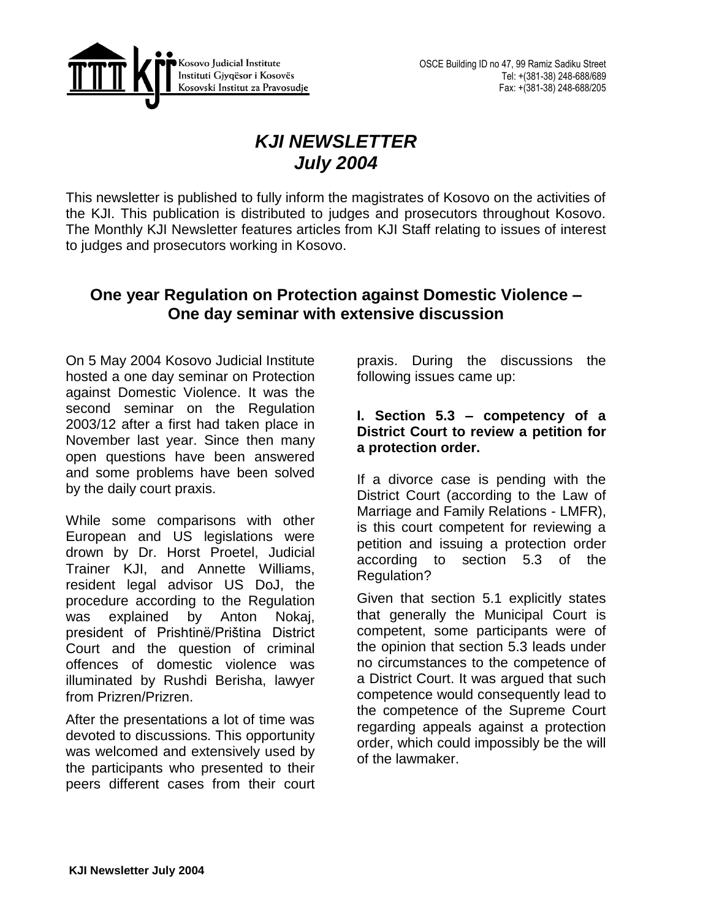Kosovo Judicial Institute
Instituti Gjyqësor i Kosovës
Kosovski Institut za Pravosudje

OSCE Building ID no 47, 99 Ramiz Sadiku Street
Tel: +(381-38) 248-688/689
Fax: +(381-38) 248-688/205

# *KJI NEWSLETTER*
# *July 2004*

This newsletter is published to fully inform the magistrates of Kosovo on the activities of the KJI. This publication is distributed to judges and prosecutors throughout Kosovo. The Monthly KJI Newsletter features articles from KJI Staff relating to issues of interest to judges and prosecutors working in Kosovo.

## One year Regulation on Protection against Domestic Violence – One day seminar with extensive discussion

On 5 May 2004 Kosovo Judicial Institute hosted a one day seminar on Protection against Domestic Violence. It was the second seminar on the Regulation 2003/12 after a first had taken place in November last year. Since then many open questions have been answered and some problems have been solved by the daily court praxis.

While some comparisons with other European and US legislations were drown by Dr. Horst Proetel, Judicial Trainer KJI, and Annette Williams, resident legal advisor US DoJ, the procedure according to the Regulation was explained by Anton Nokaj, president of Prishtinë/Priština District Court and the question of criminal offences of domestic violence was illuminated by Rushdi Berisha, lawyer from Prizren/Prizren.

After the presentations a lot of time was devoted to discussions. This opportunity was welcomed and extensively used by the participants who presented to their peers different cases from their court praxis. During the discussions the following issues came up:

### I. Section 5.3 – competency of a District Court to review a petition for a protection order.

If a divorce case is pending with the District Court (according to the Law of Marriage and Family Relations - LMFR), is this court competent for reviewing a petition and issuing a protection order according to section 5.3 of the Regulation?

Given that section 5.1 explicitly states that generally the Municipal Court is competent, some participants were of the opinion that section 5.3 leads under no circumstances to the competence of a District Court. It was argued that such competence would consequently lead to the competence of the Supreme Court regarding appeals against a protection order, which could impossibly be the will of the lawmaker.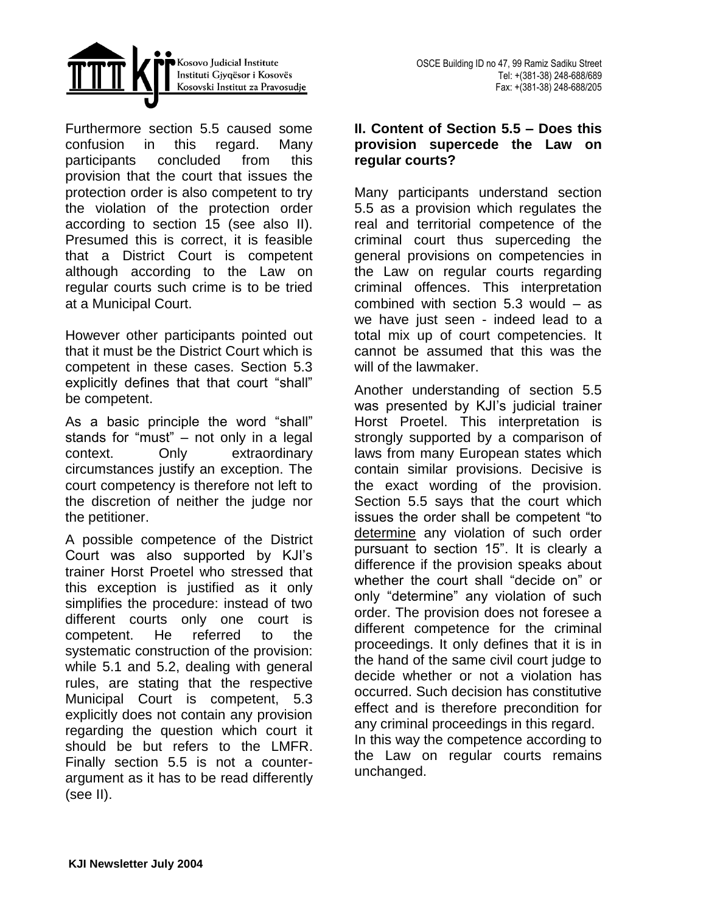Furthermore section 5.5 caused some confusion in this regard. Many participants concluded from this provision that the court that issues the protection order is also competent to try the violation of the protection order according to section 15 (see also II). Presumed this is correct, it is feasible that a District Court is competent although according to the Law on regular courts such crime is to be tried at a Municipal Court.

However other participants pointed out that it must be the District Court which is competent in these cases. Section 5.3 explicitly defines that that court "shall" be competent.

As a basic principle the word "shall" stands for "must" – not only in a legal context. Only extraordinary circumstances justify an exception. The court competency is therefore not left to the discretion of neither the judge nor the petitioner.

A possible competence of the District Court was also supported by KJI's trainer Horst Proetel who stressed that this exception is justified as it only simplifies the procedure: instead of two different courts only one court is competent. He referred to the systematic construction of the provision: while 5.1 and 5.2, dealing with general rules, are stating that the respective Municipal Court is competent, 5.3 explicitly does not contain any provision regarding the question which court it should be but refers to the LMFR. Finally section 5.5 is not a counter-argument as it has to be read differently (see II).

### II. Content of Section 5.5 – Does this provision supercede the Law on regular courts?

Many participants understand section 5.5 as a provision which regulates the real and territorial competence of the criminal court thus superceding the general provisions on competencies in the Law on regular courts regarding criminal offences. This interpretation combined with section 5.3 would – as we have just seen - indeed lead to a total mix up of court competencies. It cannot be assumed that this was the will of the lawmaker.

Another understanding of section 5.5 was presented by KJI's judicial trainer Horst Proetel. This interpretation is strongly supported by a comparison of laws from many European states which contain similar provisions. Decisive is the exact wording of the provision. Section 5.5 says that the court which issues the order shall be competent "to determine any violation of such order pursuant to section 15". It is clearly a difference if the provision speaks about whether the court shall "decide on" or only "determine" any violation of such order. The provision does not foresee a different competence for the criminal proceedings. It only defines that it is in the hand of the same civil court judge to decide whether or not a violation has occurred. Such decision has constitutive effect and is therefore precondition for any criminal proceedings in this regard.
In this way the competence according to the Law on regular courts remains unchanged.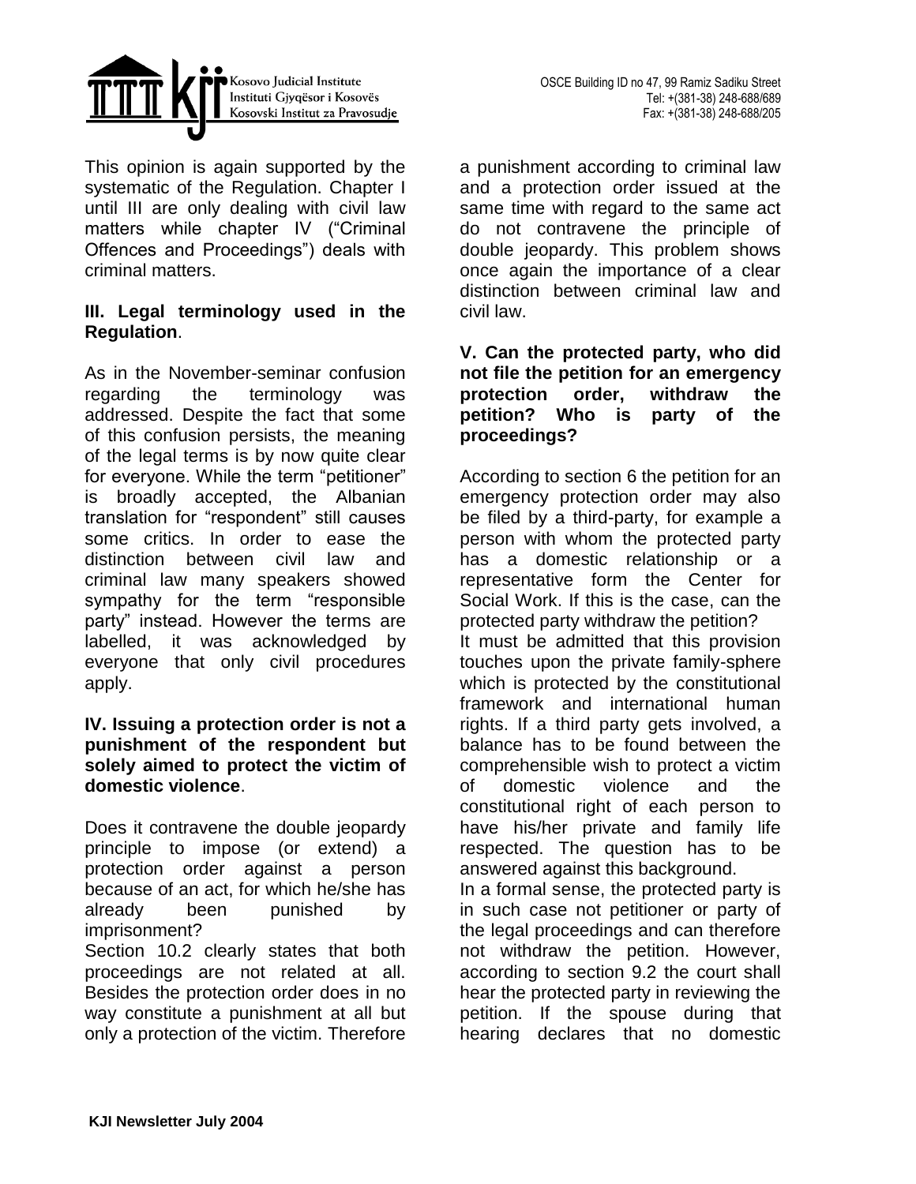This opinion is again supported by the systematic of the Regulation. Chapter I until III are only dealing with civil law matters while chapter IV ("Criminal Offences and Proceedings") deals with criminal matters.

**III. Legal terminology used in the Regulation**.

As in the November-seminar confusion regarding the terminology was addressed. Despite the fact that some of this confusion persists, the meaning of the legal terms is by now quite clear for everyone. While the term "petitioner" is broadly accepted, the Albanian translation for "respondent" still causes some critics. In order to ease the distinction between civil law and criminal law many speakers showed sympathy for the term "responsible party" instead. However the terms are labelled, it was acknowledged by everyone that only civil procedures apply.

**IV. Issuing a protection order is not a punishment of the respondent but solely aimed to protect the victim of domestic violence**.

Does it contravene the double jeopardy principle to impose (or extend) a protection order against a person because of an act, for which he/she has already been punished by imprisonment?

Section 10.2 clearly states that both proceedings are not related at all. Besides the protection order does in no way constitute a punishment at all but only a protection of the victim. Therefore a punishment according to criminal law and a protection order issued at the same time with regard to the same act do not contravene the principle of double jeopardy. This problem shows once again the importance of a clear distinction between criminal law and civil law.

**V. Can the protected party, who did not file the petition for an emergency protection order, withdraw the petition? Who is party of the proceedings?**

According to section 6 the petition for an emergency protection order may also be filed by a third-party, for example a person with whom the protected party has a domestic relationship or a representative form the Center for Social Work. If this is the case, can the protected party withdraw the petition?

It must be admitted that this provision touches upon the private family-sphere which is protected by the constitutional framework and international human rights. If a third party gets involved, a balance has to be found between the comprehensible wish to protect a victim of domestic violence and the constitutional right of each person to have his/her private and family life respected. The question has to be answered against this background.

In a formal sense, the protected party is in such case not petitioner or party of the legal proceedings and can therefore not withdraw the petition. However, according to section 9.2 the court shall hear the protected party in reviewing the petition. If the spouse during that hearing declares that no domestic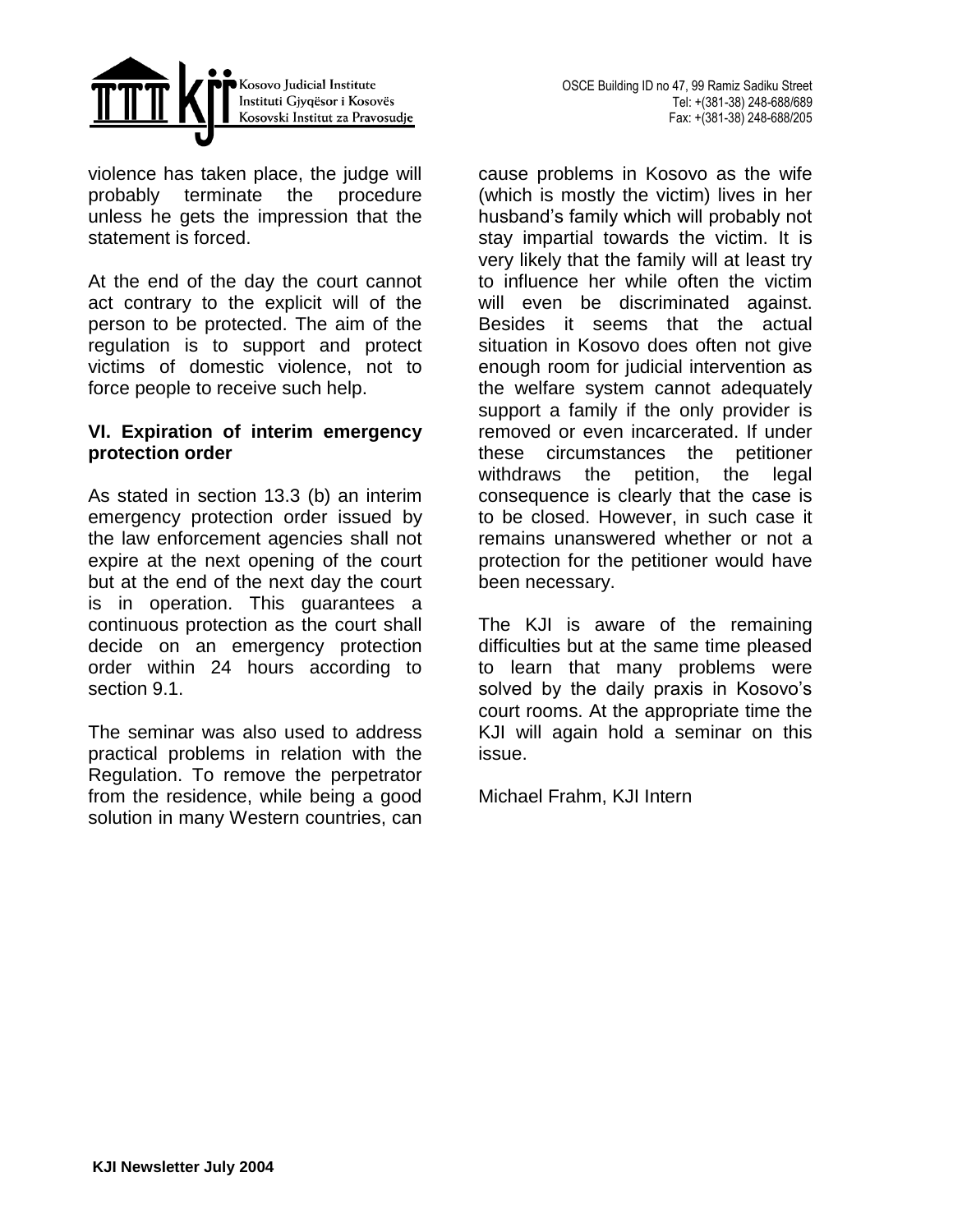violence has taken place, the judge will probably terminate the procedure unless he gets the impression that the statement is forced.

At the end of the day the court cannot act contrary to the explicit will of the person to be protected. The aim of the regulation is to support and protect victims of domestic violence, not to force people to receive such help.

**VI. Expiration of interim emergency protection order**

As stated in section 13.3 (b) an interim emergency protection order issued by the law enforcement agencies shall not expire at the next opening of the court but at the end of the next day the court is in operation. This guarantees a continuous protection as the court shall decide on an emergency protection order within 24 hours according to section 9.1.

The seminar was also used to address practical problems in relation with the Regulation. To remove the perpetrator from the residence, while being a good solution in many Western countries, can cause problems in Kosovo as the wife (which is mostly the victim) lives in her husband's family which will probably not stay impartial towards the victim. It is very likely that the family will at least try to influence her while often the victim will even be discriminated against. Besides it seems that the actual situation in Kosovo does often not give enough room for judicial intervention as the welfare system cannot adequately support a family if the only provider is removed or even incarcerated. If under these circumstances the petitioner withdraws the petition, the legal consequence is clearly that the case is to be closed. However, in such case it remains unanswered whether or not a protection for the petitioner would have been necessary.

The KJI is aware of the remaining difficulties but at the same time pleased to learn that many problems were solved by the daily praxis in Kosovo's court rooms. At the appropriate time the KJI will again hold a seminar on this issue.

Michael Frahm, KJI Intern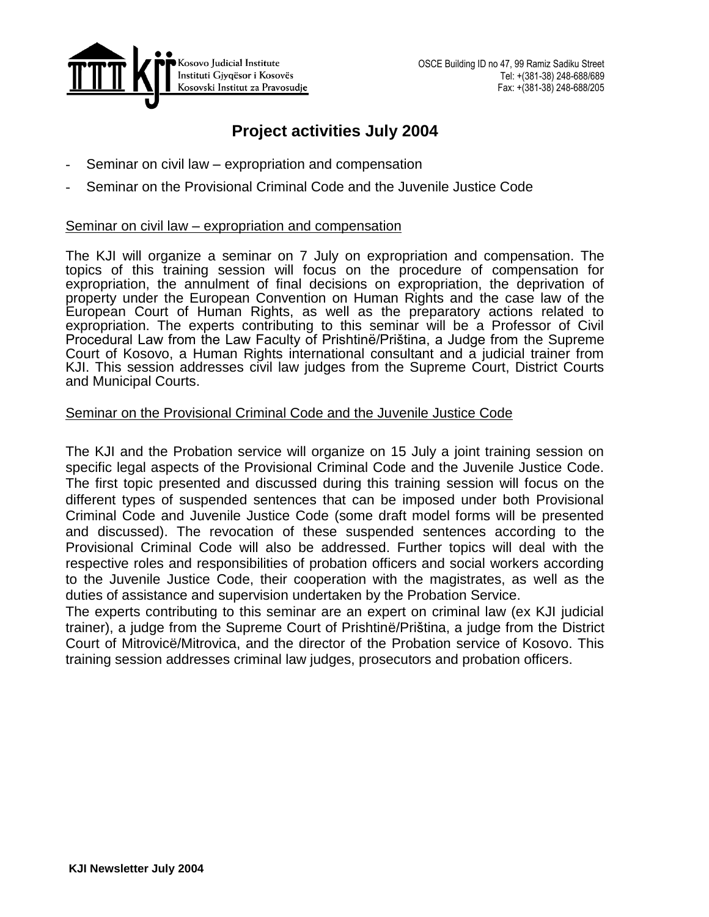# Project activities July 2004

- Seminar on civil law – expropriation and compensation
- Seminar on the Provisional Criminal Code and the Juvenile Justice Code

## Seminar on civil law – expropriation and compensation

The KJI will organize a seminar on 7 July on expropriation and compensation. The topics of this training session will focus on the procedure of compensation for expropriation, the annulment of final decisions on expropriation, the deprivation of property under the European Convention on Human Rights and the case law of the European Court of Human Rights, as well as the preparatory actions related to expropriation. The experts contributing to this seminar will be a Professor of Civil Procedural Law from the Law Faculty of Prishtinë/Priština, a Judge from the Supreme Court of Kosovo, a Human Rights international consultant and a judicial trainer from KJI. This session addresses civil law judges from the Supreme Court, District Courts and Municipal Courts.

## Seminar on the Provisional Criminal Code and the Juvenile Justice Code

The KJI and the Probation service will organize on 15 July a joint training session on specific legal aspects of the Provisional Criminal Code and the Juvenile Justice Code. The first topic presented and discussed during this training session will focus on the different types of suspended sentences that can be imposed under both Provisional Criminal Code and Juvenile Justice Code (some draft model forms will be presented and discussed). The revocation of these suspended sentences according to the Provisional Criminal Code will also be addressed. Further topics will deal with the respective roles and responsibilities of probation officers and social workers according to the Juvenile Justice Code, their cooperation with the magistrates, as well as the duties of assistance and supervision undertaken by the Probation Service.

The experts contributing to this seminar are an expert on criminal law (ex KJI judicial trainer), a judge from the Supreme Court of Prishtinë/Priština, a judge from the District Court of Mitrovicë/Mitrovica, and the director of the Probation service of Kosovo. This training session addresses criminal law judges, prosecutors and probation officers.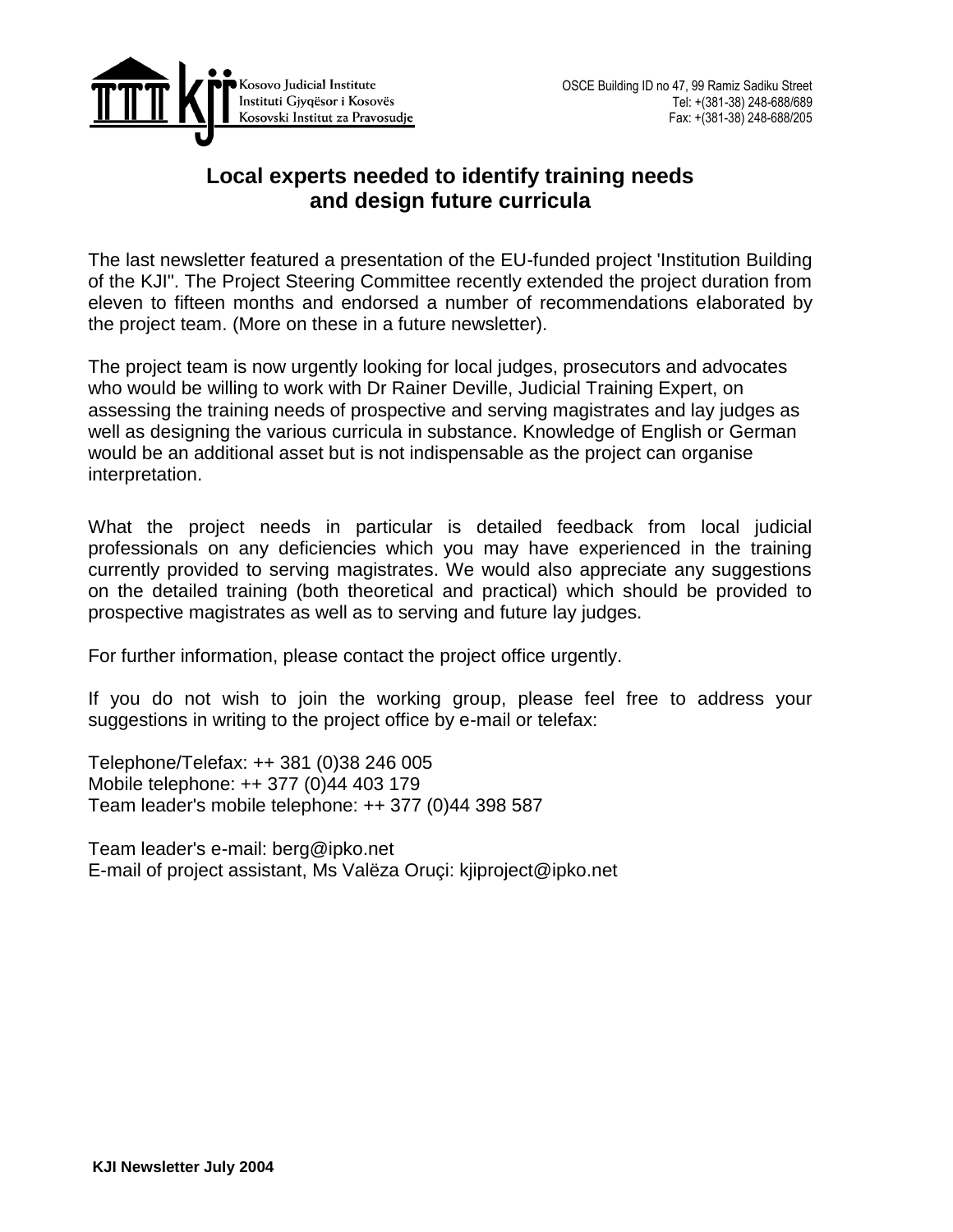# Local experts needed to identify training needs and design future curricula

The last newsletter featured a presentation of the EU-funded project 'Institution Building of the KJI". The Project Steering Committee recently extended the project duration from eleven to fifteen months and endorsed a number of recommendations elaborated by the project team. (More on these in a future newsletter).

The project team is now urgently looking for local judges, prosecutors and advocates who would be willing to work with Dr Rainer Deville, Judicial Training Expert, on assessing the training needs of prospective and serving magistrates and lay judges as well as designing the various curricula in substance. Knowledge of English or German would be an additional asset but is not indispensable as the project can organise interpretation.

What the project needs in particular is detailed feedback from local judicial professionals on any deficiencies which you may have experienced in the training currently provided to serving magistrates. We would also appreciate any suggestions on the detailed training (both theoretical and practical) which should be provided to prospective magistrates as well as to serving and future lay judges.

For further information, please contact the project office urgently.

If you do not wish to join the working group, please feel free to address your suggestions in writing to the project office by e-mail or telefax:

Telephone/Telefax: ++ 381 (0)38 246 005
Mobile telephone: ++ 377 (0)44 403 179
Team leader's mobile telephone: ++ 377 (0)44 398 587

Team leader's e-mail: berg@ipko.net
E-mail of project assistant, Ms Valëza Oruçi: kjiproject@ipko.net